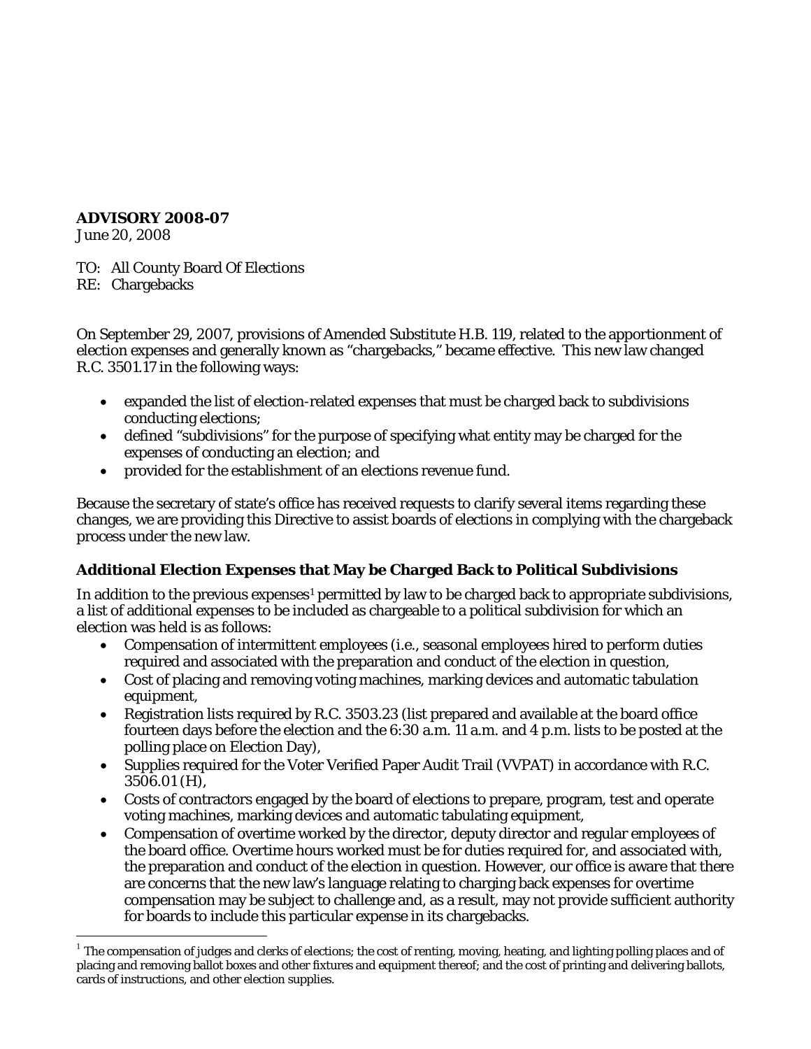**ADVISORY 2008-07**
June 20, 2008

TO: All County Board Of Elections
RE: Chargebacks

On September 29, 2007, provisions of Amended Substitute H.B. 119, related to the apportionment of election expenses and generally known as "chargebacks," became effective. This new law changed R.C. 3501.17 in the following ways:

- expanded the list of election-related expenses that must be charged back to subdivisions conducting elections;
- defined "subdivisions" for the purpose of specifying what entity may be charged for the expenses of conducting an election; and
- provided for the establishment of an elections revenue fund.

Because the secretary of state's office has received requests to clarify several items regarding these changes, we are providing this Directive to assist boards of elections in complying with the chargeback process under the new law.

### Additional Election Expenses that May be Charged Back to Political Subdivisions

In addition to the previous expenses[1] permitted by law to be charged back to appropriate subdivisions, a list of additional expenses to be included as chargeable to a political subdivision for which an election was held is as follows:

- Compensation of intermittent employees (i.e., seasonal employees hired to perform duties required and associated with the preparation and conduct of the election in question,
- Cost of placing and removing voting machines, marking devices and automatic tabulation equipment,
- Registration lists required by R.C. 3503.23 (list prepared and available at the board office fourteen days before the election and the 6:30 a.m. 11 a.m. and 4 p.m. lists to be posted at the polling place on Election Day),
- Supplies required for the Voter Verified Paper Audit Trail (VVPAT) in accordance with R.C. 3506.01 (H),
- Costs of contractors engaged by the board of elections to prepare, program, test and operate voting machines, marking devices and automatic tabulating equipment,
- Compensation of overtime worked by the director, deputy director and regular employees of the board office. Overtime hours worked must be for duties required for, and associated with, the preparation and conduct of the election in question. However, our office is aware that there are concerns that the new law's language relating to charging back expenses for overtime compensation may be subject to challenge and, as a result, may not provide sufficient authority for boards to include this particular expense in its chargebacks.

---

[1] The compensation of judges and clerks of elections; the cost of renting, moving, heating, and lighting polling places and of placing and removing ballot boxes and other fixtures and equipment thereof; and the cost of printing and delivering ballots, cards of instructions, and other election supplies.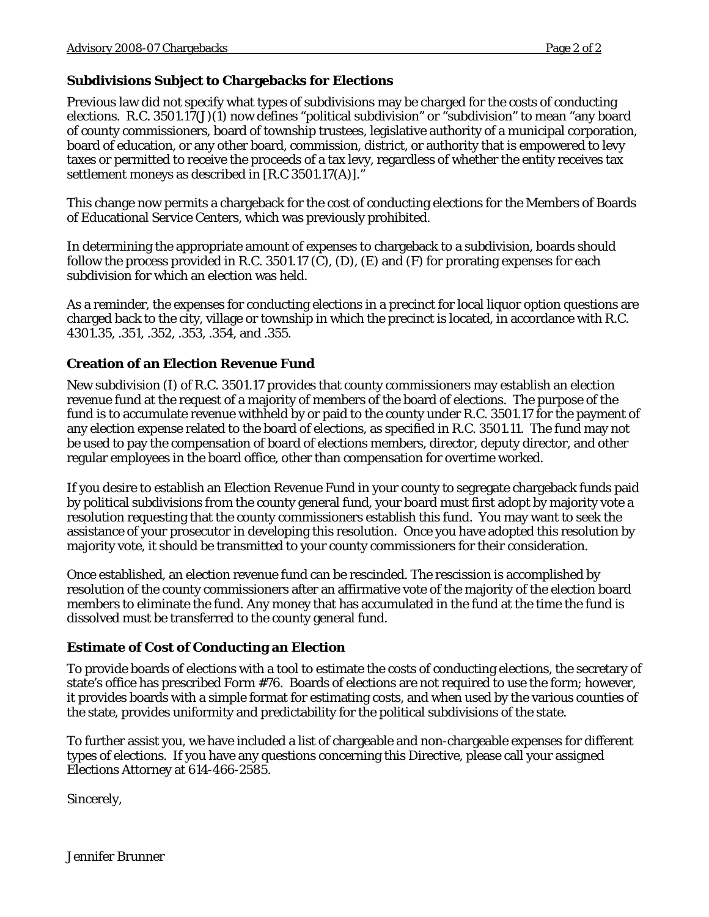### Subdivisions Subject to Chargebacks for Elections

Previous law did not specify what types of subdivisions may be charged for the costs of conducting elections. R.C. 3501.17(J)(1) now defines "political subdivision" or "subdivision" to mean "any board of county commissioners, board of township trustees, legislative authority of a municipal corporation, board of education, or any other board, commission, district, or authority that is empowered to levy taxes or permitted to receive the proceeds of a tax levy, regardless of whether the entity receives tax settlement moneys as described in [R.C 3501.17(A)]."

This change now permits a chargeback for the cost of conducting elections for the Members of Boards of Educational Service Centers, which was previously prohibited.

In determining the appropriate amount of expenses to chargeback to a subdivision, boards should follow the process provided in R.C. 3501.17 (C), (D), (E) and (F) for prorating expenses for each subdivision for which an election was held.

As a reminder, the expenses for conducting elections in a precinct for local liquor option questions are charged back to the city, village or township in which the precinct is located, in accordance with R.C. 4301.35, .351, .352, .353, .354, and .355.

### Creation of an Election Revenue Fund

New subdivision (I) of R.C. 3501.17 provides that county commissioners may establish an election revenue fund at the request of a majority of members of the board of elections. The purpose of the fund is to accumulate revenue withheld by or paid to the county under R.C. 3501.17 for the payment of any election expense related to the board of elections, as specified in R.C. 3501.11. The fund may not be used to pay the compensation of board of elections members, director, deputy director, and other regular employees in the board office, other than compensation for overtime worked.

If you desire to establish an Election Revenue Fund in your county to segregate chargeback funds paid by political subdivisions from the county general fund, your board must first adopt by majority vote a resolution requesting that the county commissioners establish this fund. You may want to seek the assistance of your prosecutor in developing this resolution. Once you have adopted this resolution by majority vote, it should be transmitted to your county commissioners for their consideration.

Once established, an election revenue fund can be rescinded. The rescission is accomplished by resolution of the county commissioners after an affirmative vote of the majority of the election board members to eliminate the fund. Any money that has accumulated in the fund at the time the fund is dissolved must be transferred to the county general fund.

### Estimate of Cost of Conducting an Election

To provide boards of elections with a tool to estimate the costs of conducting elections, the secretary of state's office has prescribed Form #76. Boards of elections are not required to use the form; however, it provides boards with a simple format for estimating costs, and when used by the various counties of the state, provides uniformity and predictability for the political subdivisions of the state.

To further assist you, we have included a list of chargeable and non-chargeable expenses for different types of elections. If you have any questions concerning this Directive, please call your assigned Elections Attorney at 614-466-2585.

Sincerely,

Jennifer Brunner